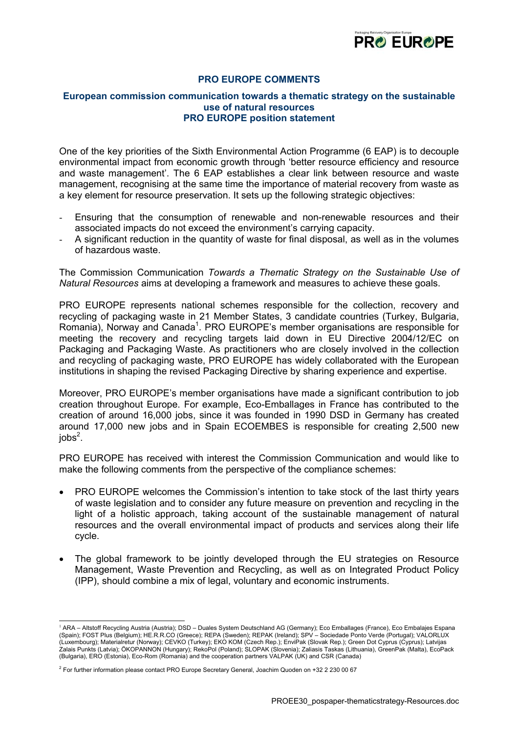## PRO EUROPE COMMENTS

### European commission communication towards a thematic strategy on the sustainable use of natural resources
### PRO EUROPE position statement

One of the key priorities of the Sixth Environmental Action Programme (6 EAP) is to decouple environmental impact from economic growth through 'better resource efficiency and resource and waste management'. The 6 EAP establishes a clear link between resource and waste management, recognising at the same time the importance of material recovery from waste as a key element for resource preservation. It sets up the following strategic objectives:

- Ensuring that the consumption of renewable and non-renewable resources and their associated impacts do not exceed the environment's carrying capacity.
- A significant reduction in the quantity of waste for final disposal, as well as in the volumes of hazardous waste.

The Commission Communication *Towards a Thematic Strategy on the Sustainable Use of Natural Resources* aims at developing a framework and measures to achieve these goals.

PRO EUROPE represents national schemes responsible for the collection, recovery and recycling of packaging waste in 21 Member States, 3 candidate countries (Turkey, Bulgaria, Romania), Norway and Canada[1]. PRO EUROPE's member organisations are responsible for meeting the recovery and recycling targets laid down in EU Directive 2004/12/EC on Packaging and Packaging Waste. As practitioners who are closely involved in the collection and recycling of packaging waste, PRO EUROPE has widely collaborated with the European institutions in shaping the revised Packaging Directive by sharing experience and expertise.

Moreover, PRO EUROPE's member organisations have made a significant contribution to job creation throughout Europe. For example, Eco-Emballages in France has contributed to the creation of around 16,000 jobs, since it was founded in 1990 DSD in Germany has created around 17,000 new jobs and in Spain ECOEMBES is responsible for creating 2,500 new jobs[2].

PRO EUROPE has received with interest the Commission Communication and would like to make the following comments from the perspective of the compliance schemes:

- PRO EUROPE welcomes the Commission's intention to take stock of the last thirty years of waste legislation and to consider any future measure on prevention and recycling in the light of a holistic approach, taking account of the sustainable management of natural resources and the overall environmental impact of products and services along their life cycle.

- The global framework to be jointly developed through the EU strategies on Resource Management, Waste Prevention and Recycling, as well as on Integrated Product Policy (IPP), should combine a mix of legal, voluntary and economic instruments.

---

[1] ARA – Altstoff Recycling Austria (Austria); DSD – Duales System Deutschland AG (Germany); Eco Emballages (France), Eco Embalajes Espana (Spain); FOST Plus (Belgium); HE.R.R.CO (Greece); REPA (Sweden); REPAK (Ireland); SPV – Sociedade Ponto Verde (Portugal); VALORLUX (Luxembourg); Materialretur (Norway); CEVKO (Turkey); EKO KOM (Czech Rep.); EnviPak (Slovak Rep.); Green Dot Cyprus (Cyprus); Latvijas Zalais Punkts (Latvia); ÖKOPANNON (Hungary); RekoPol (Poland); SLOPAK (Slovenia); Zaliasis Taskas (Lithuania), GreenPak (Malta), EcoPack (Bulgaria), ERO (Estonia), Eco-Rom (Romania) and the cooperation partners VALPAK (UK) and CSR (Canada)

[2] For further information please contact PRO Europe Secretary General, Joachim Quoden on +32 2 230 00 67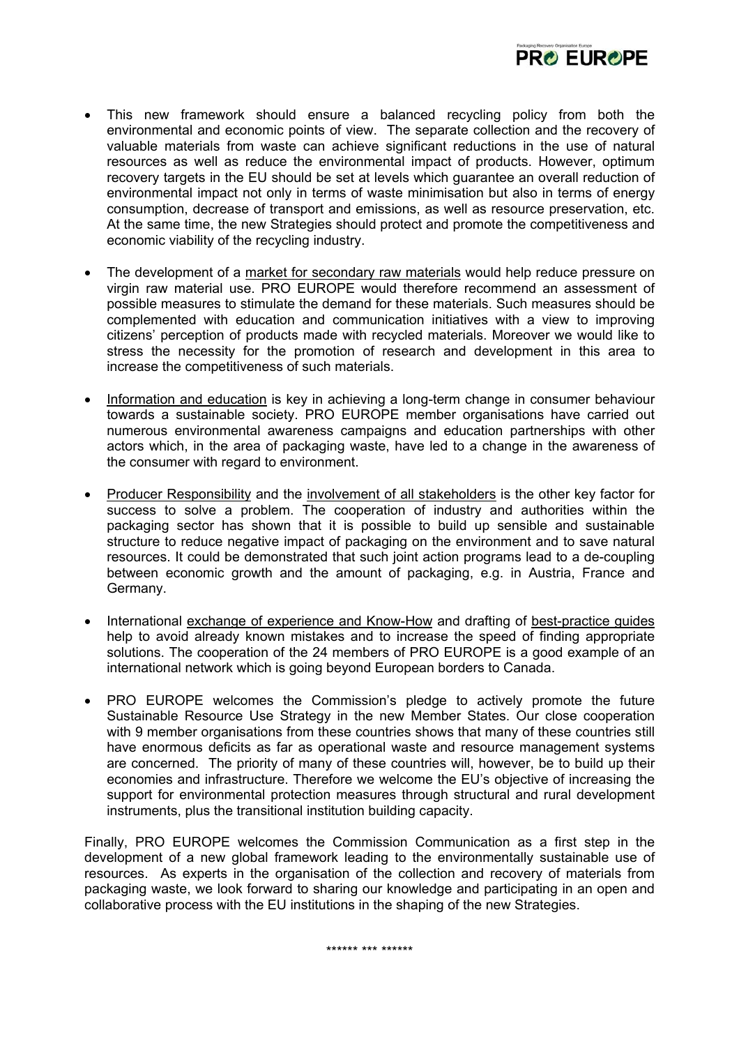- This new framework should ensure a balanced recycling policy from both the environmental and economic points of view. The separate collection and the recovery of valuable materials from waste can achieve significant reductions in the use of natural resources as well as reduce the environmental impact of products. However, optimum recovery targets in the EU should be set at levels which guarantee an overall reduction of environmental impact not only in terms of waste minimisation but also in terms of energy consumption, decrease of transport and emissions, as well as resource preservation, etc. At the same time, the new Strategies should protect and promote the competitiveness and economic viability of the recycling industry.

- The development of a market for secondary raw materials would help reduce pressure on virgin raw material use. PRO EUROPE would therefore recommend an assessment of possible measures to stimulate the demand for these materials. Such measures should be complemented with education and communication initiatives with a view to improving citizens' perception of products made with recycled materials. Moreover we would like to stress the necessity for the promotion of research and development in this area to increase the competitiveness of such materials.

- Information and education is key in achieving a long-term change in consumer behaviour towards a sustainable society. PRO EUROPE member organisations have carried out numerous environmental awareness campaigns and education partnerships with other actors which, in the area of packaging waste, have led to a change in the awareness of the consumer with regard to environment.

- Producer Responsibility and the involvement of all stakeholders is the other key factor for success to solve a problem. The cooperation of industry and authorities within the packaging sector has shown that it is possible to build up sensible and sustainable structure to reduce negative impact of packaging on the environment and to save natural resources. It could be demonstrated that such joint action programs lead to a de-coupling between economic growth and the amount of packaging, e.g. in Austria, France and Germany.

- International exchange of experience and Know-How and drafting of best-practice guides help to avoid already known mistakes and to increase the speed of finding appropriate solutions. The cooperation of the 24 members of PRO EUROPE is a good example of an international network which is going beyond European borders to Canada.

- PRO EUROPE welcomes the Commission's pledge to actively promote the future Sustainable Resource Use Strategy in the new Member States. Our close cooperation with 9 member organisations from these countries shows that many of these countries still have enormous deficits as far as operational waste and resource management systems are concerned. The priority of many of these countries will, however, be to build up their economies and infrastructure. Therefore we welcome the EU's objective of increasing the support for environmental protection measures through structural and rural development instruments, plus the transitional institution building capacity.

Finally, PRO EUROPE welcomes the Commission Communication as a first step in the development of a new global framework leading to the environmentally sustainable use of resources. As experts in the organisation of the collection and recovery of materials from packaging waste, we look forward to sharing our knowledge and participating in an open and collaborative process with the EU institutions in the shaping of the new Strategies.

****** *** ******